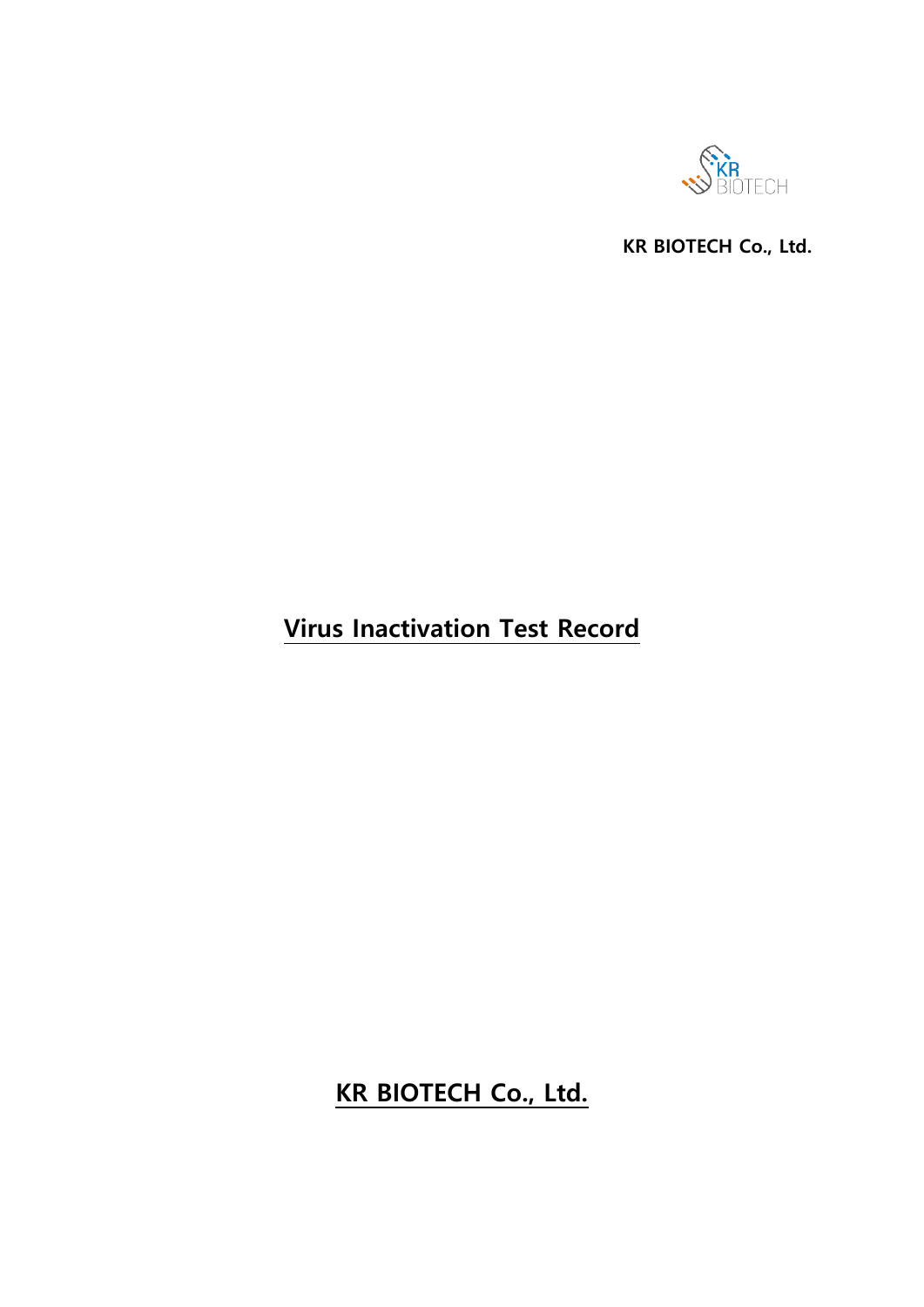KR BIOTECH

**KR BIOTECH Co., Ltd.**

# Virus Inactivation Test Record

**KR BIOTECH Co., Ltd.**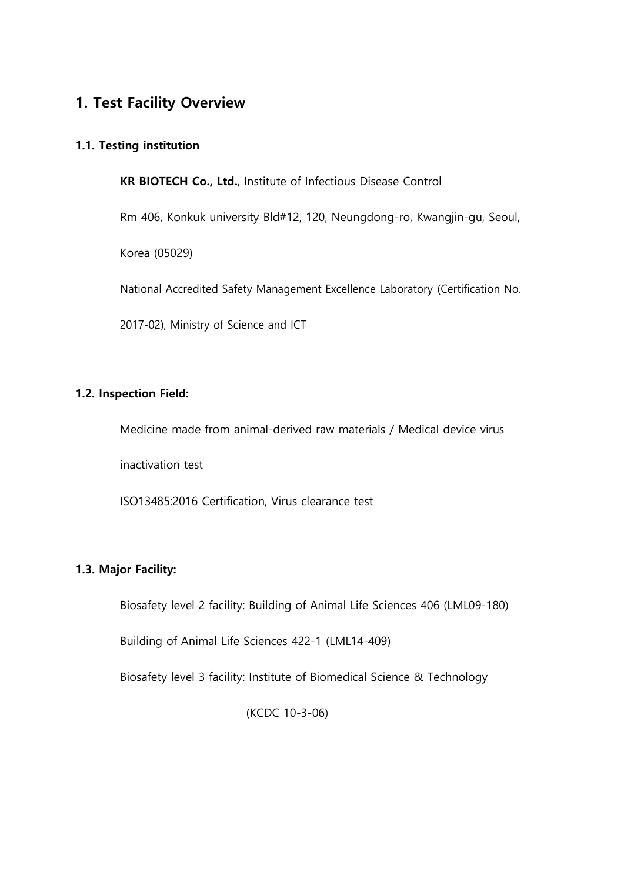# 1. Test Facility Overview

### 1.1. Testing institution

**KR BIOTECH Co., Ltd.**, Institute of Infectious Disease Control

Rm 406, Konkuk university Bld#12, 120, Neungdong-ro, Kwangjin-gu, Seoul, Korea (05029)

National Accredited Safety Management Excellence Laboratory (Certification No. 2017-02), Ministry of Science and ICT

### 1.2. Inspection Field:

Medicine made from animal-derived raw materials / Medical device virus inactivation test

ISO13485:2016 Certification, Virus clearance test

### 1.3. Major Facility:

Biosafety level 2 facility: Building of Animal Life Sciences 406 (LML09-180)

Building of Animal Life Sciences 422-1 (LML14-409)

Biosafety level 3 facility: Institute of Biomedical Science & Technology (KCDC 10-3-06)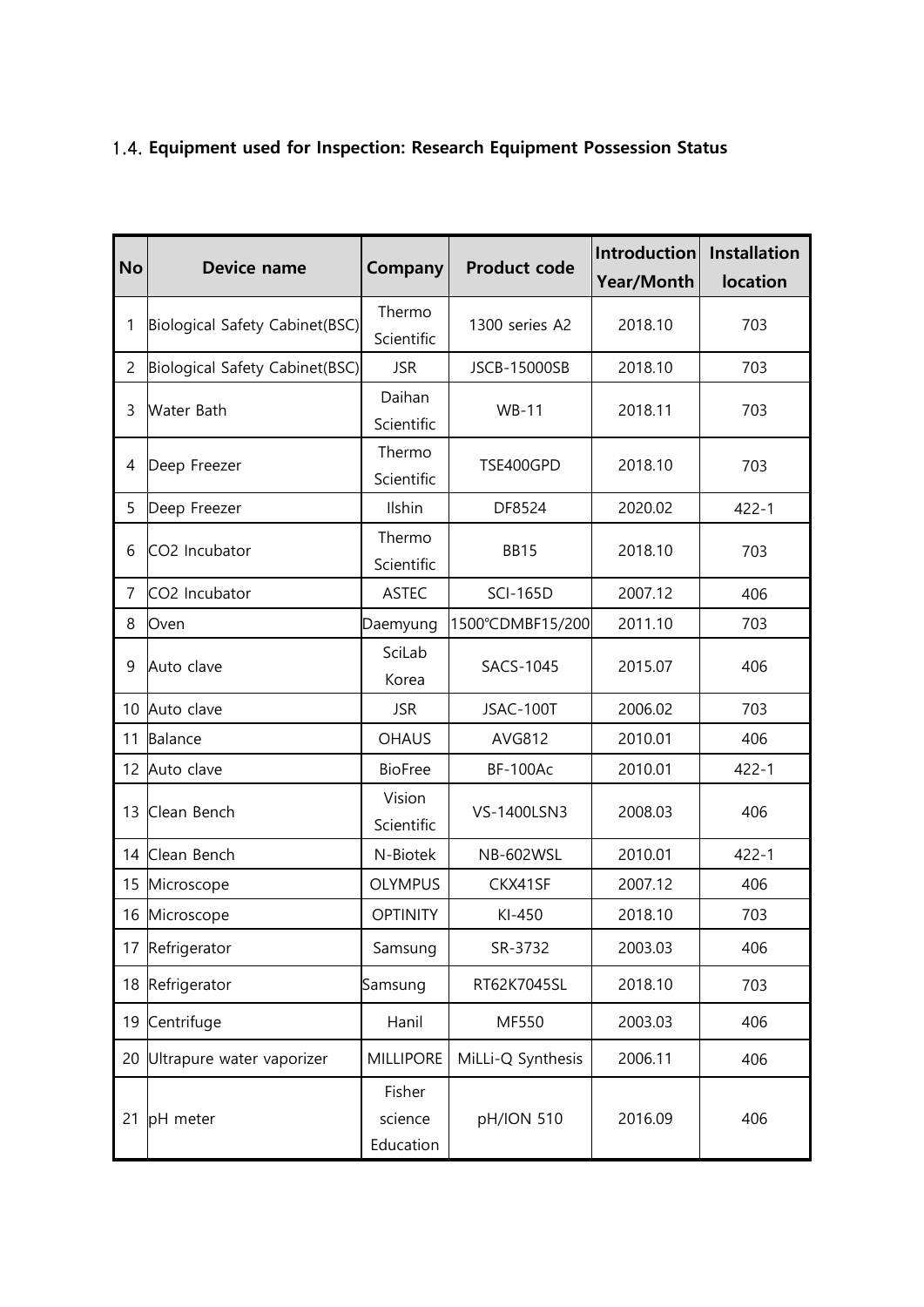### 1.4. Equipment used for Inspection: Research Equipment Possession Status

| No | Device name | Company | Product code | Introduction Year/Month | Installation location |
|---|---|---|---|---|---|
| 1 | Biological Safety Cabinet(BSC) | Thermo Scientific | 1300 series A2 | 2018.10 | 703 |
| 2 | Biological Safety Cabinet(BSC) | JSR | JSCB-15000SB | 2018.10 | 703 |
| 3 | Water Bath | Daihan Scientific | WB-11 | 2018.11 | 703 |
| 4 | Deep Freezer | Thermo Scientific | TSE400GPD | 2018.10 | 703 |
| 5 | Deep Freezer | Ilshin | DF8524 | 2020.02 | 422-1 |
| 6 | $CO_2$ Incubator | Thermo Scientific | BB15 | 2018.10 | 703 |
| 7 | $CO_2$ Incubator | ASTEC | SCI-165D | 2007.12 | 406 |
| 8 | Oven | Daemyung | 1500℃DMBF15/200 | 2011.10 | 703 |
| 9 | Auto clave | SciLab Korea | SACS-1045 | 2015.07 | 406 |
| 10 | Auto clave | JSR | JSAC-100T | 2006.02 | 703 |
| 11 | Balance | OHAUS | AVG812 | 2010.01 | 406 |
| 12 | Auto clave | BioFree | BF-100Ac | 2010.01 | 422-1 |
| 13 | Clean Bench | Vision Scientific | VS-1400LSN3 | 2008.03 | 406 |
| 14 | Clean Bench | N-Biotek | NB-602WSL | 2010.01 | 422-1 |
| 15 | Microscope | OLYMPUS | CKX41SF | 2007.12 | 406 |
| 16 | Microscope | OPTINITY | KI-450 | 2018.10 | 703 |
| 17 | Refrigerator | Samsung | SR-3732 | 2003.03 | 406 |
| 18 | Refrigerator | Samsung | RT62K7045SL | 2018.10 | 703 |
| 19 | Centrifuge | Hanil | MF550 | 2003.03 | 406 |
| 20 | Ultrapure water vaporizer | MILLIPORE | MiLLi-Q Synthesis | 2006.11 | 406 |
| 21 | pH meter | Fisher science Education | pH/ION 510 | 2016.09 | 406 |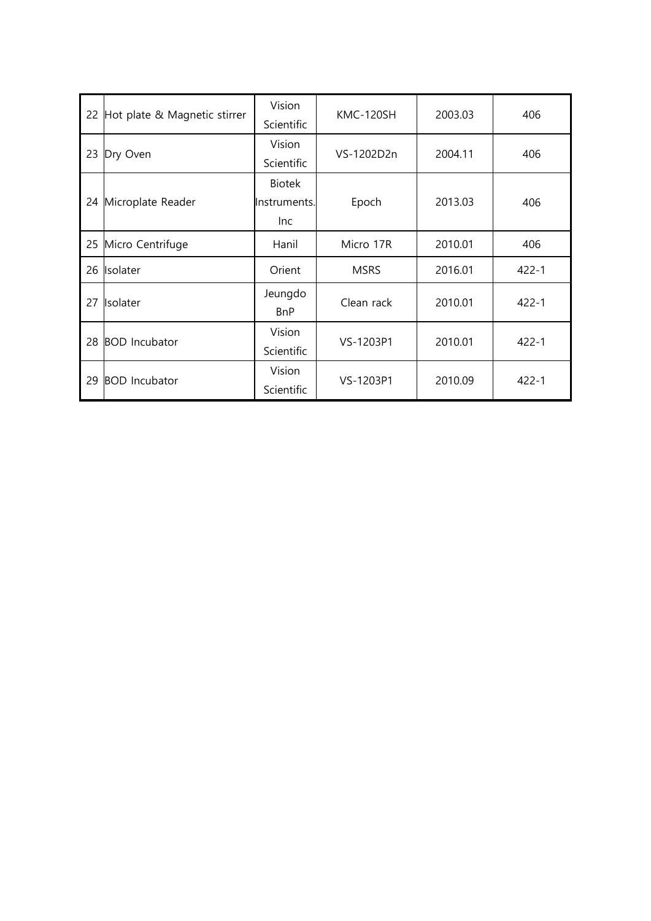| | | | | | |
|---|---|---|---|---|---|
| 22 | Hot plate & Magnetic stirrer | Vision Scientific | KMC-120SH | 2003.03 | 406 |
| 23 | Dry Oven | Vision Scientific | VS-1202D2n | 2004.11 | 406 |
| 24 | Microplate Reader | Biotek Instruments. Inc | Epoch | 2013.03 | 406 |
| 25 | Micro Centrifuge | Hanil | Micro 17R | 2010.01 | 406 |
| 26 | Isolater | Orient | MSRS | 2016.01 | 422-1 |
| 27 | Isolater | Jeungdo BnP | Clean rack | 2010.01 | 422-1 |
| 28 | BOD Incubator | Vision Scientific | VS-1203P1 | 2010.01 | 422-1 |
| 29 | BOD Incubator | Vision Scientific | VS-1203P1 | 2010.09 | 422-1 |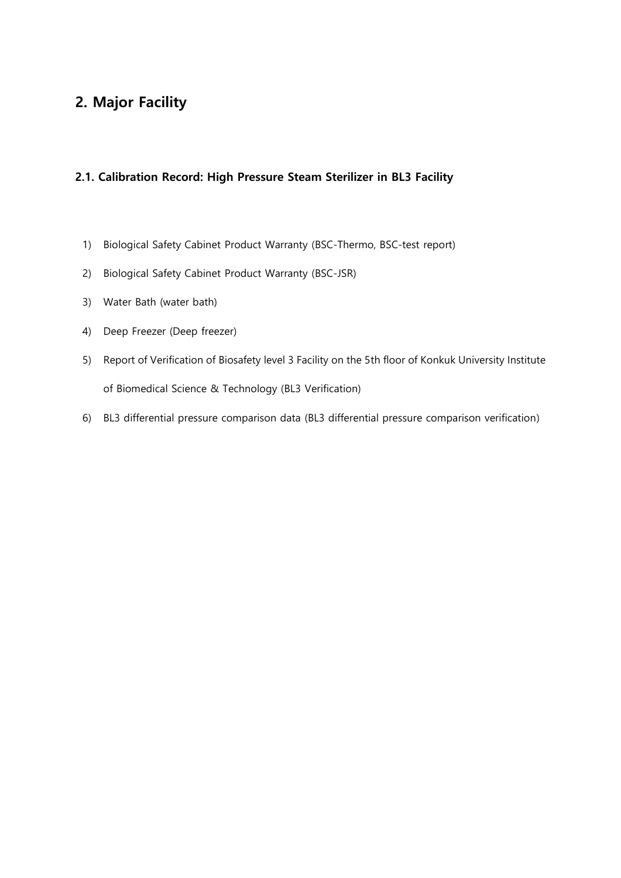## 2. Major Facility

### 2.1. Calibration Record: High Pressure Steam Sterilizer in BL3 Facility

1) Biological Safety Cabinet Product Warranty (BSC-Thermo, BSC-test report)
2) Biological Safety Cabinet Product Warranty (BSC-JSR)
3) Water Bath (water bath)
4) Deep Freezer (Deep freezer)
5) Report of Verification of Biosafety level 3 Facility on the 5th floor of Konkuk University Institute of Biomedical Science & Technology (BL3 Verification)
6) BL3 differential pressure comparison data (BL3 differential pressure comparison verification)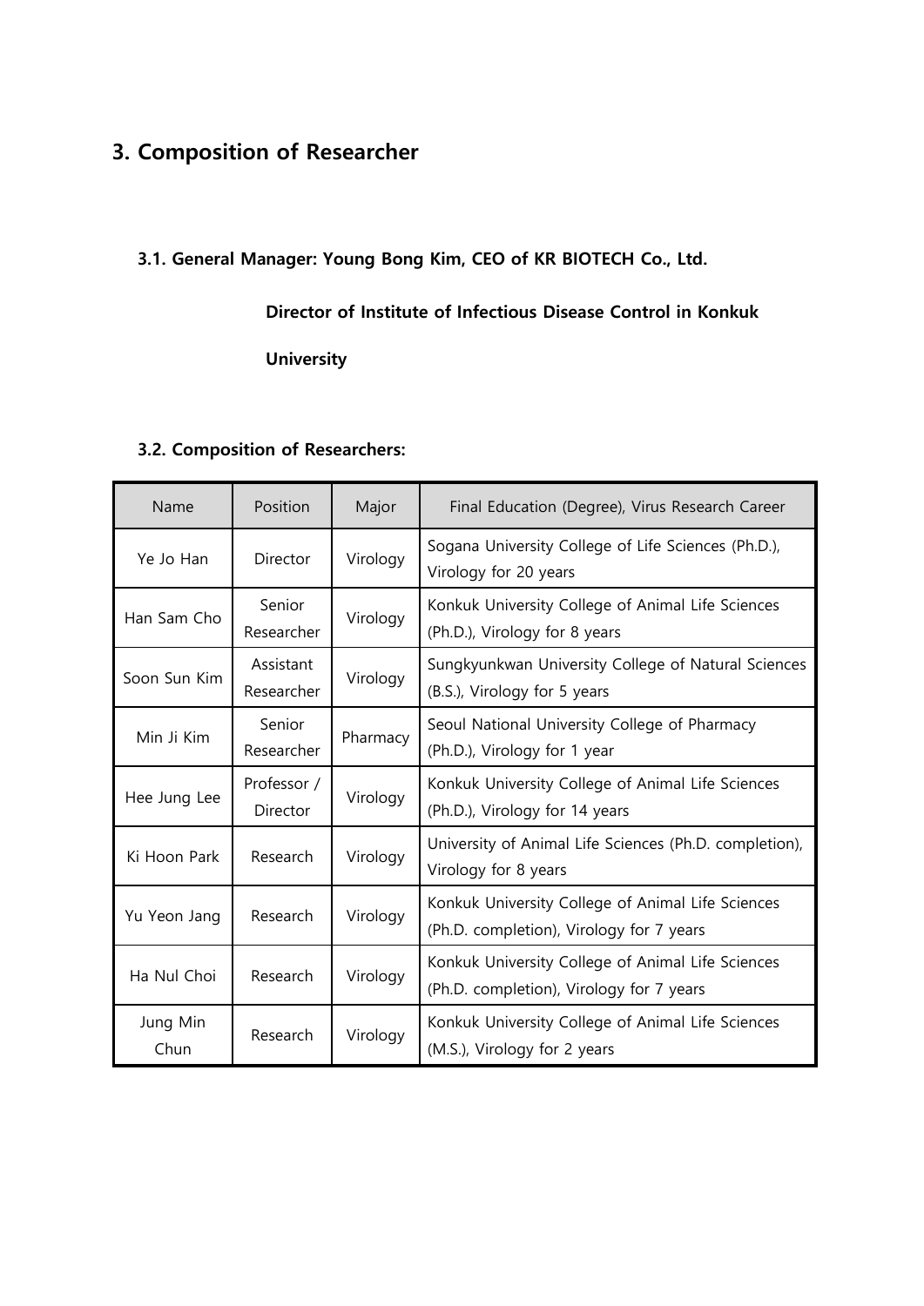## 3. Composition of Researcher

### 3.1. General Manager: Young Bong Kim, CEO of KR BIOTECH Co., Ltd.

**Director of Institute of Infectious Disease Control in Konkuk University**

### 3.2. Composition of Researchers:

| Name | Position | Major | Final Education (Degree), Virus Research Career |
|---|---|---|---|
| Ye Jo Han | Director | Virology | Sogana University College of Life Sciences (Ph.D.), Virology for 20 years |
| Han Sam Cho | Senior Researcher | Virology | Konkuk University College of Animal Life Sciences (Ph.D.), Virology for 8 years |
| Soon Sun Kim | Assistant Researcher | Virology | Sungkyunkwan University College of Natural Sciences (B.S.), Virology for 5 years |
| Min Ji Kim | Senior Researcher | Pharmacy | Seoul National University College of Pharmacy (Ph.D.), Virology for 1 year |
| Hee Jung Lee | Professor / Director | Virology | Konkuk University College of Animal Life Sciences (Ph.D.), Virology for 14 years |
| Ki Hoon Park | Research | Virology | University of Animal Life Sciences (Ph.D. completion), Virology for 8 years |
| Yu Yeon Jang | Research | Virology | Konkuk University College of Animal Life Sciences (Ph.D. completion), Virology for 7 years |
| Ha Nul Choi | Research | Virology | Konkuk University College of Animal Life Sciences (Ph.D. completion), Virology for 7 years |
| Jung Min Chun | Research | Virology | Konkuk University College of Animal Life Sciences (M.S.), Virology for 2 years |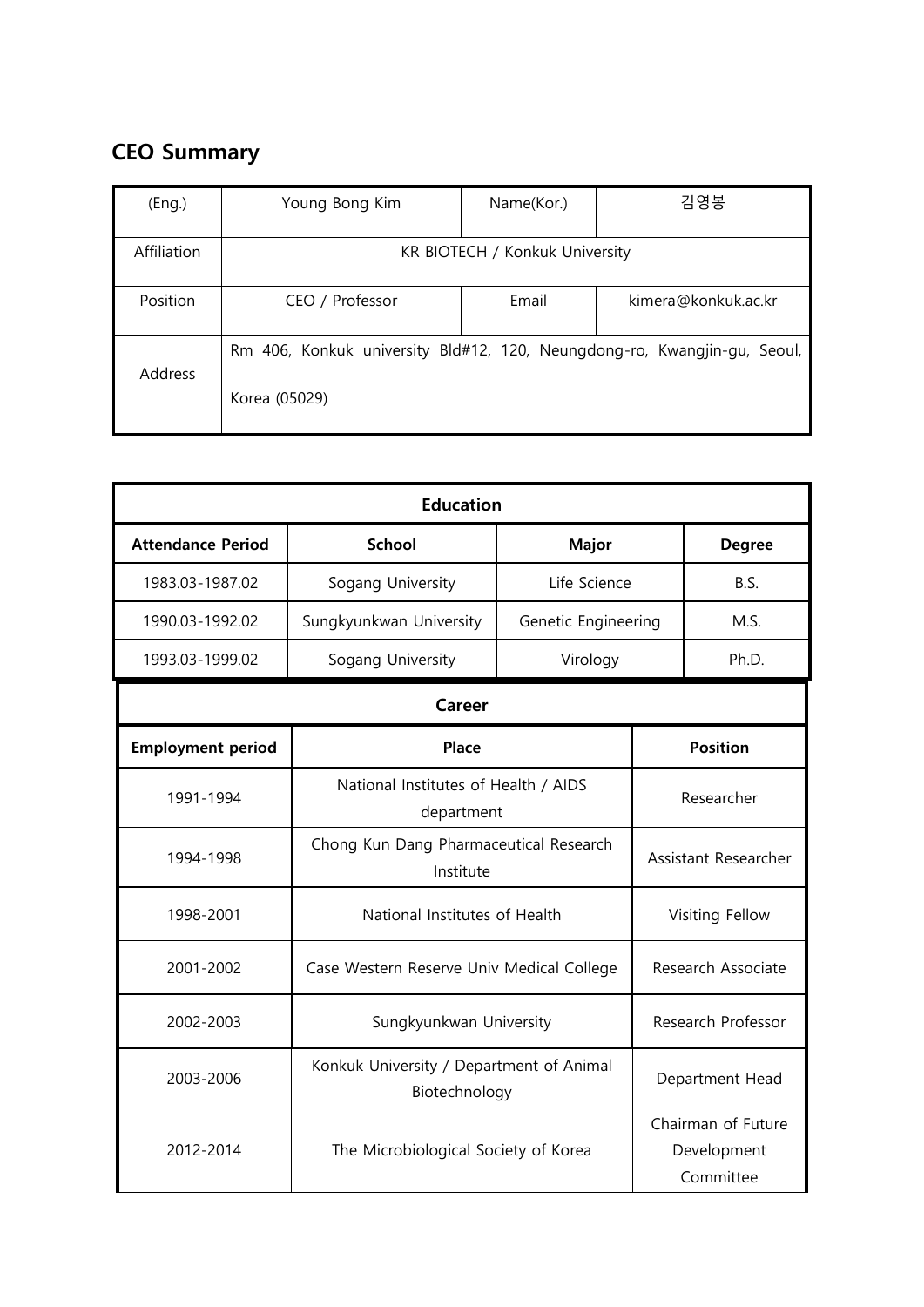## CEO Summary

| (Eng.) | Young Bong Kim | Name(Kor.) | 김영봉 |
|---|---|---|---|
| Affiliation | KR BIOTECH / Konkuk University | | |
| Position | CEO / Professor | Email | kimera@konkuk.ac.kr |
| Address | Rm 406, Konkuk university Bld#12, 120, Neungdong-ro, Kwangjin-gu, Seoul, Korea (05029) | | |

| Education | | | |
|---|---|---|---|
| **Attendance Period** | **School** | **Major** | **Degree** |
| 1983.03-1987.02 | Sogang University | Life Science | B.S. |
| 1990.03-1992.02 | Sungkyunkwan University | Genetic Engineering | M.S. |
| 1993.03-1999.02 | Sogang University | Virology | Ph.D. |

| Career | | |
|---|---|---|
| **Employment period** | **Place** | **Position** |
| 1991-1994 | National Institutes of Health / AIDS department | Researcher |
| 1994-1998 | Chong Kun Dang Pharmaceutical Research Institute | Assistant Researcher |
| 1998-2001 | National Institutes of Health | Visiting Fellow |
| 2001-2002 | Case Western Reserve Univ Medical College | Research Associate |
| 2002-2003 | Sungkyunkwan University | Research Professor |
| 2003-2006 | Konkuk University / Department of Animal Biotechnology | Department Head |
| 2012-2014 | The Microbiological Society of Korea | Chairman of Future Development Committee |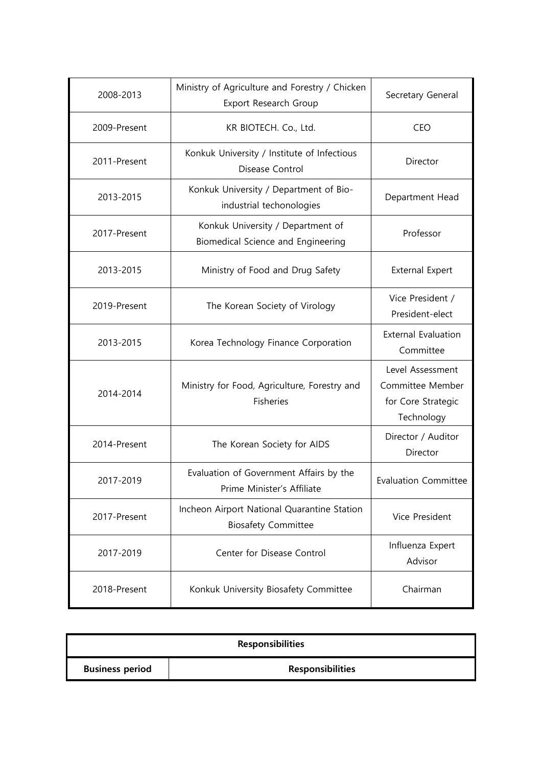| | | |
|---|---|---|
| 2008-2013 | Ministry of Agriculture and Forestry / Chicken Export Research Group | Secretary General |
| 2009-Present | KR BIOTECH. Co., Ltd. | CEO |
| 2011-Present | Konkuk University / Institute of Infectious Disease Control | Director |
| 2013-2015 | Konkuk University / Department of Bio-industrial techonologies | Department Head |
| 2017-Present | Konkuk University / Department of Biomedical Science and Engineering | Professor |
| 2013-2015 | Ministry of Food and Drug Safety | External Expert |
| 2019-Present | The Korean Society of Virology | Vice President / President-elect |
| 2013-2015 | Korea Technology Finance Corporation | External Evaluation Committee |
| 2014-2014 | Ministry for Food, Agriculture, Forestry and Fisheries | Level Assessment Committee Member for Core Strategic Technology |
| 2014-Present | The Korean Society for AIDS | Director / Auditor Director |
| 2017-2019 | Evaluation of Government Affairs by the Prime Minister's Affiliate | Evaluation Committee |
| 2017-Present | Incheon Airport National Quarantine Station Biosafety Committee | Vice President |
| 2017-2019 | Center for Disease Control | Influenza Expert Advisor |
| 2018-Present | Konkuk University Biosafety Committee | Chairman |

| **Responsibilities** | |
|---|---|
| **Business period** | **Responsibilities** |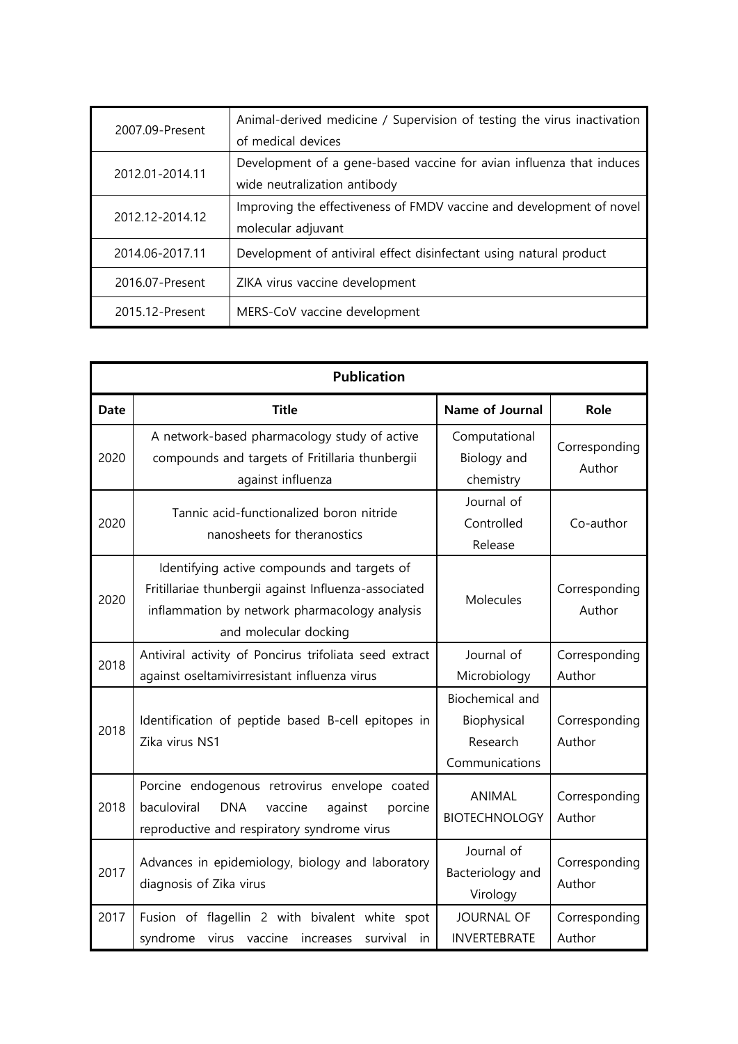| | |
|---|---|
| 2007.09-Present | Animal-derived medicine / Supervision of testing the virus inactivation of medical devices |
| 2012.01-2014.11 | Development of a gene-based vaccine for avian influenza that induces wide neutralization antibody |
| 2012.12-2014.12 | Improving the effectiveness of FMDV vaccine and development of novel molecular adjuvant |
| 2014.06-2017.11 | Development of antiviral effect disinfectant using natural product |
| 2016.07-Present | ZIKA virus vaccine development |
| 2015.12-Present | MERS-CoV vaccine development |

| **Publication** | | | |
|---|---|---|---|
| **Date** | **Title** | **Name of Journal** | **Role** |
| 2020 | A network-based pharmacology study of active compounds and targets of Fritillaria thunbergii against influenza | Computational Biology and chemistry | Corresponding Author |
| 2020 | Tannic acid-functionalized boron nitride nanosheets for theranostics | Journal of Controlled Release | Co-author |
| 2020 | Identifying active compounds and targets of Fritillariae thunbergii against Influenza-associated inflammation by network pharmacology analysis and molecular docking | Molecules | Corresponding Author |
| 2018 | Antiviral activity of Poncirus trifoliata seed extract against oseltamivirresistant influenza virus | Journal of Microbiology | Corresponding Author |
| 2018 | Identification of peptide based B-cell epitopes in Zika virus NS1 | Biochemical and Biophysical Research Communications | Corresponding Author |
| 2018 | Porcine endogenous retrovirus envelope coated baculoviral DNA vaccine against porcine reproductive and respiratory syndrome virus | ANIMAL BIOTECHNOLOGY | Corresponding Author |
| 2017 | Advances in epidemiology, biology and laboratory diagnosis of Zika virus | Journal of Bacteriology and Virology | Corresponding Author |
| 2017 | Fusion of flagellin 2 with bivalent white spot syndrome virus vaccine increases survival in | JOURNAL OF INVERTEBRATE | Corresponding Author |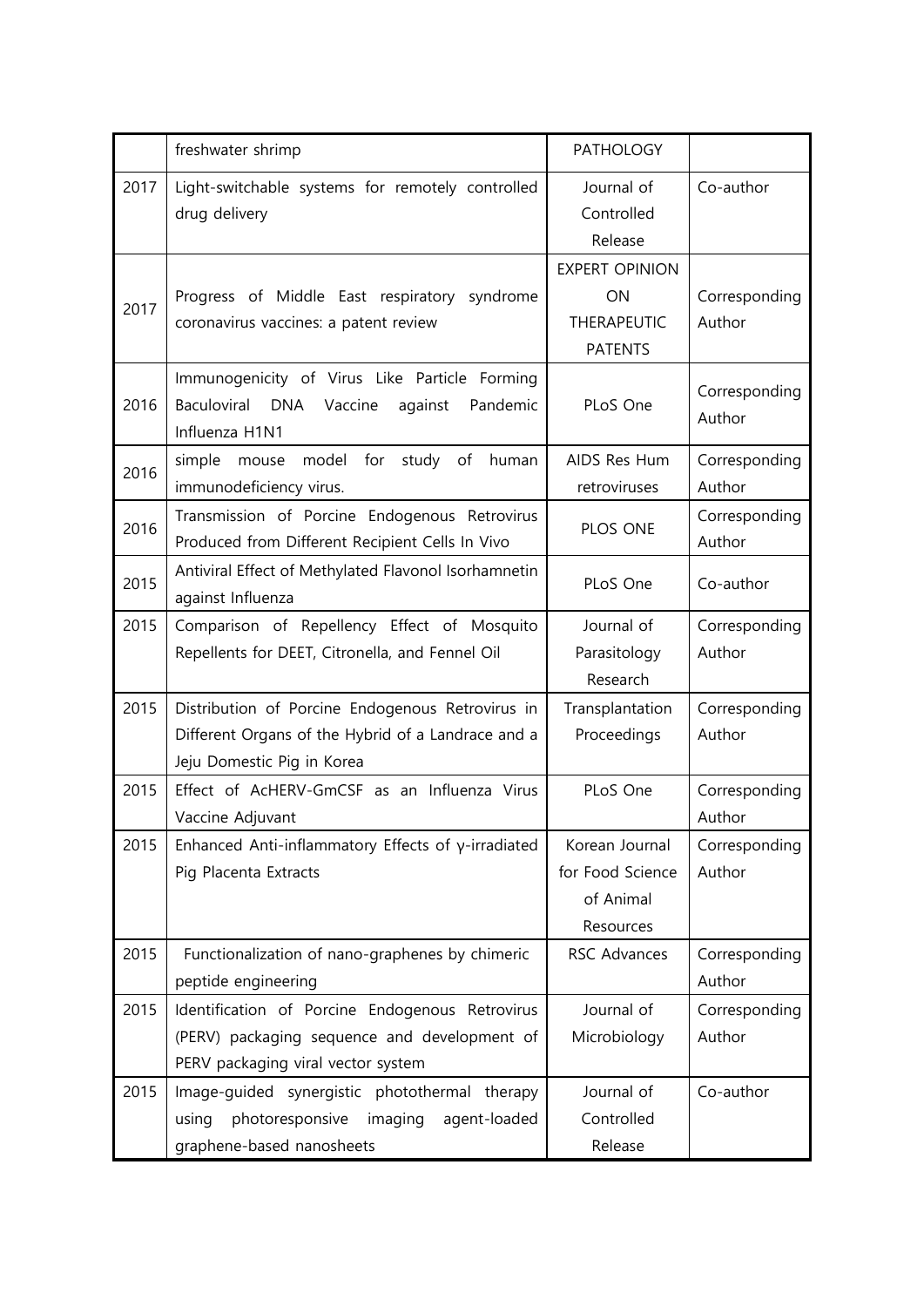| | | | |
|---|---|---|---|
| | freshwater shrimp | PATHOLOGY | |
| 2017 | Light-switchable systems for remotely controlled drug delivery | Journal of Controlled Release | Co-author |
| 2017 | Progress of Middle East respiratory syndrome coronavirus vaccines: a patent review | EXPERT OPINION ON THERAPEUTIC PATENTS | Corresponding Author |
| 2016 | Immunogenicity of Virus Like Particle Forming Baculoviral DNA Vaccine against Pandemic Influenza H1N1 | PLoS One | Corresponding Author |
| 2016 | simple mouse model for study of human immunodeficiency virus. | AIDS Res Hum retroviruses | Corresponding Author |
| 2016 | Transmission of Porcine Endogenous Retrovirus Produced from Different Recipient Cells In Vivo | PLOS ONE | Corresponding Author |
| 2015 | Antiviral Effect of Methylated Flavonol Isorhamnetin against Influenza | PLoS One | Co-author |
| 2015 | Comparison of Repellency Effect of Mosquito Repellents for DEET, Citronella, and Fennel Oil | Journal of Parasitology Research | Corresponding Author |
| 2015 | Distribution of Porcine Endogenous Retrovirus in Different Organs of the Hybrid of a Landrace and a Jeju Domestic Pig in Korea | Transplantation Proceedings | Corresponding Author |
| 2015 | Effect of AcHERV-GmCSF as an Influenza Virus Vaccine Adjuvant | PLoS One | Corresponding Author |
| 2015 | Enhanced Anti-inflammatory Effects of γ-irradiated Pig Placenta Extracts | Korean Journal for Food Science of Animal Resources | Corresponding Author |
| 2015 | Functionalization of nano-graphenes by chimeric peptide engineering | RSC Advances | Corresponding Author |
| 2015 | Identification of Porcine Endogenous Retrovirus (PERV) packaging sequence and development of PERV packaging viral vector system | Journal of Microbiology | Corresponding Author |
| 2015 | Image-guided synergistic photothermal therapy using photoresponsive imaging agent-loaded graphene-based nanosheets | Journal of Controlled Release | Co-author |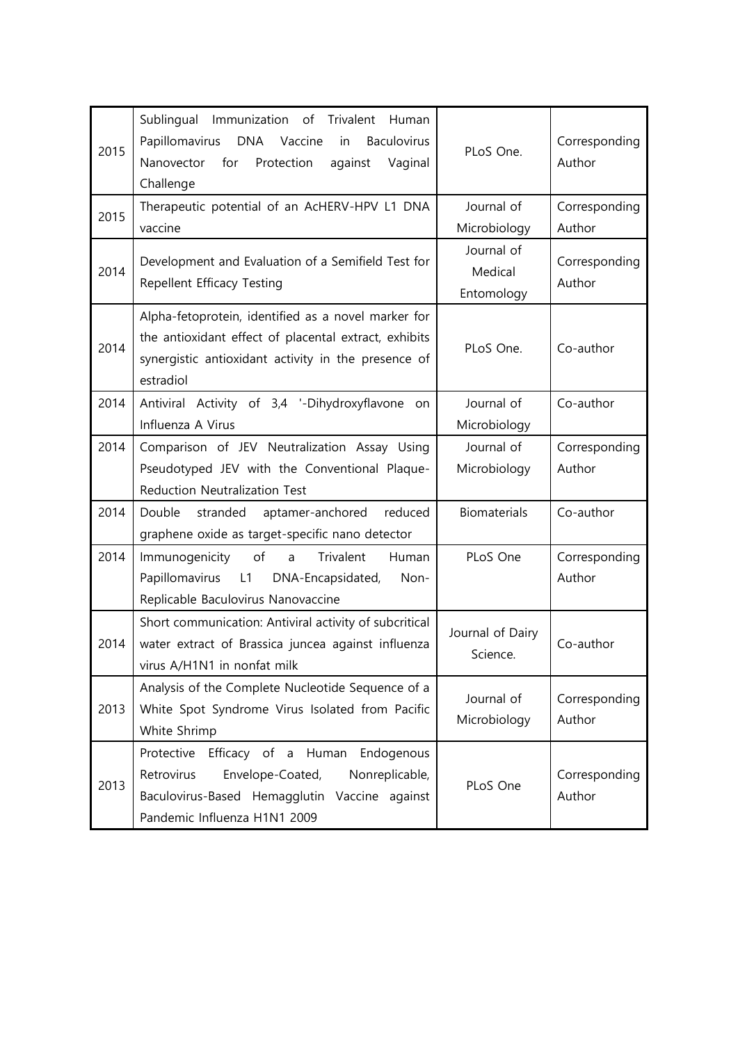| | | | |
|---|---|---|---|
| 2015 | Sublingual Immunization of Trivalent Human Papillomavirus DNA Vaccine in Baculovirus Nanovector for Protection against Vaginal Challenge | PLoS One. | Corresponding Author |
| 2015 | Therapeutic potential of an AcHERV-HPV L1 DNA vaccine | Journal of Microbiology | Corresponding Author |
| 2014 | Development and Evaluation of a Semifield Test for Repellent Efficacy Testing | Journal of Medical Entomology | Corresponding Author |
| 2014 | Alpha-fetoprotein, identified as a novel marker for the antioxidant effect of placental extract, exhibits synergistic antioxidant activity in the presence of estradiol | PLoS One. | Co-author |
| 2014 | Antiviral Activity of 3,4 '-Dihydroxyflavone on Influenza A Virus | Journal of Microbiology | Co-author |
| 2014 | Comparison of JEV Neutralization Assay Using Pseudotyped JEV with the Conventional Plaque-Reduction Neutralization Test | Journal of Microbiology | Corresponding Author |
| 2014 | Double stranded aptamer-anchored reduced graphene oxide as target-specific nano detector | Biomaterials | Co-author |
| 2014 | Immunogenicity of a Trivalent Human Papillomavirus L1 DNA-Encapsidated, Non-Replicable Baculovirus Nanovaccine | PLoS One | Corresponding Author |
| 2014 | Short communication: Antiviral activity of subcritical water extract of Brassica juncea against influenza virus A/H1N1 in nonfat milk | Journal of Dairy Science. | Co-author |
| 2013 | Analysis of the Complete Nucleotide Sequence of a White Spot Syndrome Virus Isolated from Pacific White Shrimp | Journal of Microbiology | Corresponding Author |
| 2013 | Protective Efficacy of a Human Endogenous Retrovirus Envelope-Coated, Nonreplicable, Baculovirus-Based Hemagglutin Vaccine against Pandemic Influenza H1N1 2009 | PLoS One | Corresponding Author |